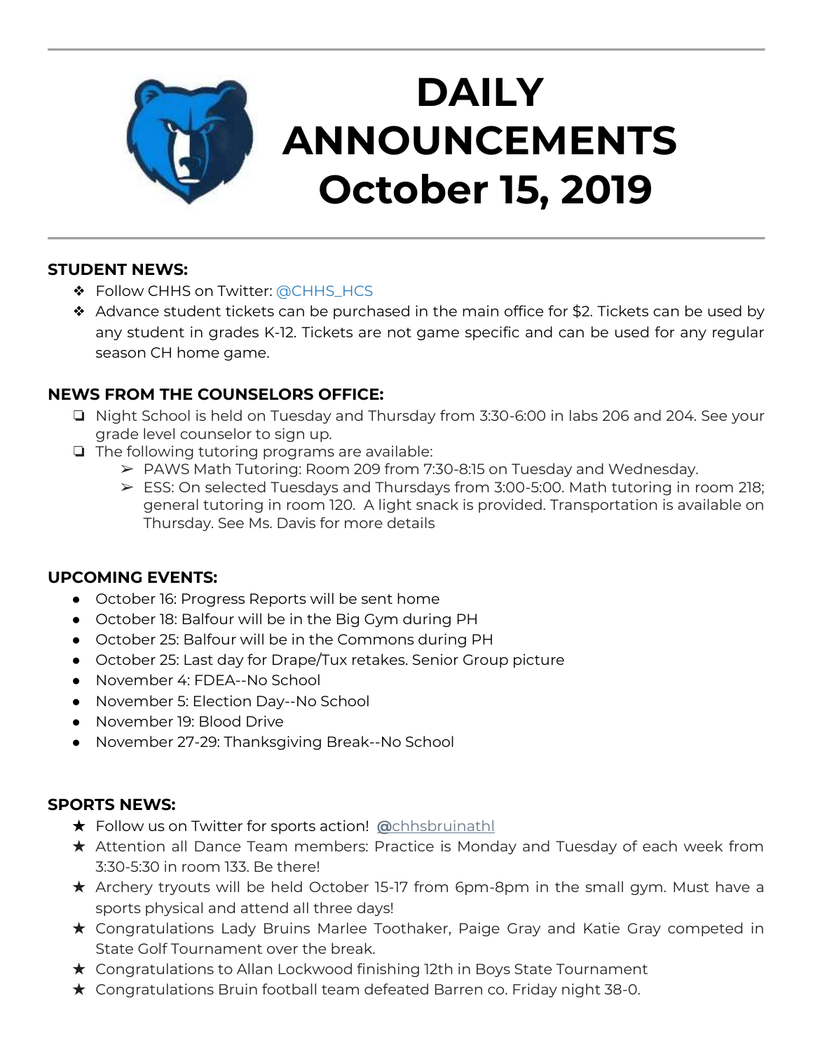# DAILY ANNOUNCEMENTS October 15, 2019

**STUDENT NEWS:**

- Follow CHHS on Twitter: @CHHS_HCS
- Advance student tickets can be purchased in the main office for $2. Tickets can be used by any student in grades K-12. Tickets are not game specific and can be used for any regular season CH home game.

**NEWS FROM THE COUNSELORS OFFICE:**

- Night School is held on Tuesday and Thursday from 3:30-6:00 in labs 206 and 204. See your grade level counselor to sign up.
- The following tutoring programs are available:
  - PAWS Math Tutoring: Room 209 from 7:30-8:15 on Tuesday and Wednesday.
  - ESS: On selected Tuesdays and Thursdays from 3:00-5:00. Math tutoring in room 218; general tutoring in room 120. A light snack is provided. Transportation is available on Thursday. See Ms. Davis for more details

**UPCOMING EVENTS:**

- October 16: Progress Reports will be sent home
- October 18: Balfour will be in the Big Gym during PH
- October 25: Balfour will be in the Commons during PH
- October 25: Last day for Drape/Tux retakes. Senior Group picture
- November 4: FDEA--No School
- November 5: Election Day--No School
- November 19: Blood Drive
- November 27-29: Thanksgiving Break--No School

**SPORTS NEWS:**

- Follow us on Twitter for sports action! @chhsbruinathl
- Attention all Dance Team members: Practice is Monday and Tuesday of each week from 3:30-5:30 in room 133. Be there!
- Archery tryouts will be held October 15-17 from 6pm-8pm in the small gym. Must have a sports physical and attend all three days!
- Congratulations Lady Bruins Marlee Toothaker, Paige Gray and Katie Gray competed in State Golf Tournament over the break.
- Congratulations to Allan Lockwood finishing 12th in Boys State Tournament
- Congratulations Bruin football team defeated Barren co. Friday night 38-0.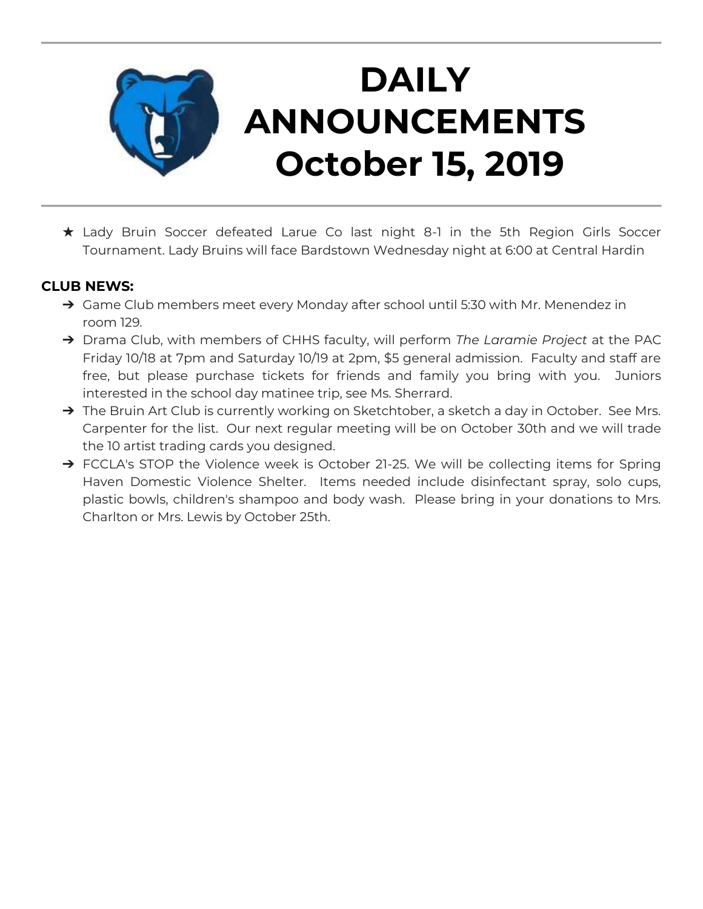# DAILY ANNOUNCEMENTS October 15, 2019

- Lady Bruin Soccer defeated Larue Co last night 8-1 in the 5th Region Girls Soccer Tournament. Lady Bruins will face Bardstown Wednesday night at 6:00 at Central Hardin

**CLUB NEWS:**

- Game Club members meet every Monday after school until 5:30 with Mr. Menendez in room 129.
- Drama Club, with members of CHHS faculty, will perform *The Laramie Project* at the PAC Friday 10/18 at 7pm and Saturday 10/19 at 2pm, $5 general admission. Faculty and staff are free, but please purchase tickets for friends and family you bring with you. Juniors interested in the school day matinee trip, see Ms. Sherrard.
- The Bruin Art Club is currently working on Sketchtober, a sketch a day in October. See Mrs. Carpenter for the list. Our next regular meeting will be on October 30th and we will trade the 10 artist trading cards you designed.
- FCCLA's STOP the Violence week is October 21-25. We will be collecting items for Spring Haven Domestic Violence Shelter. Items needed include disinfectant spray, solo cups, plastic bowls, children's shampoo and body wash. Please bring in your donations to Mrs. Charlton or Mrs. Lewis by October 25th.